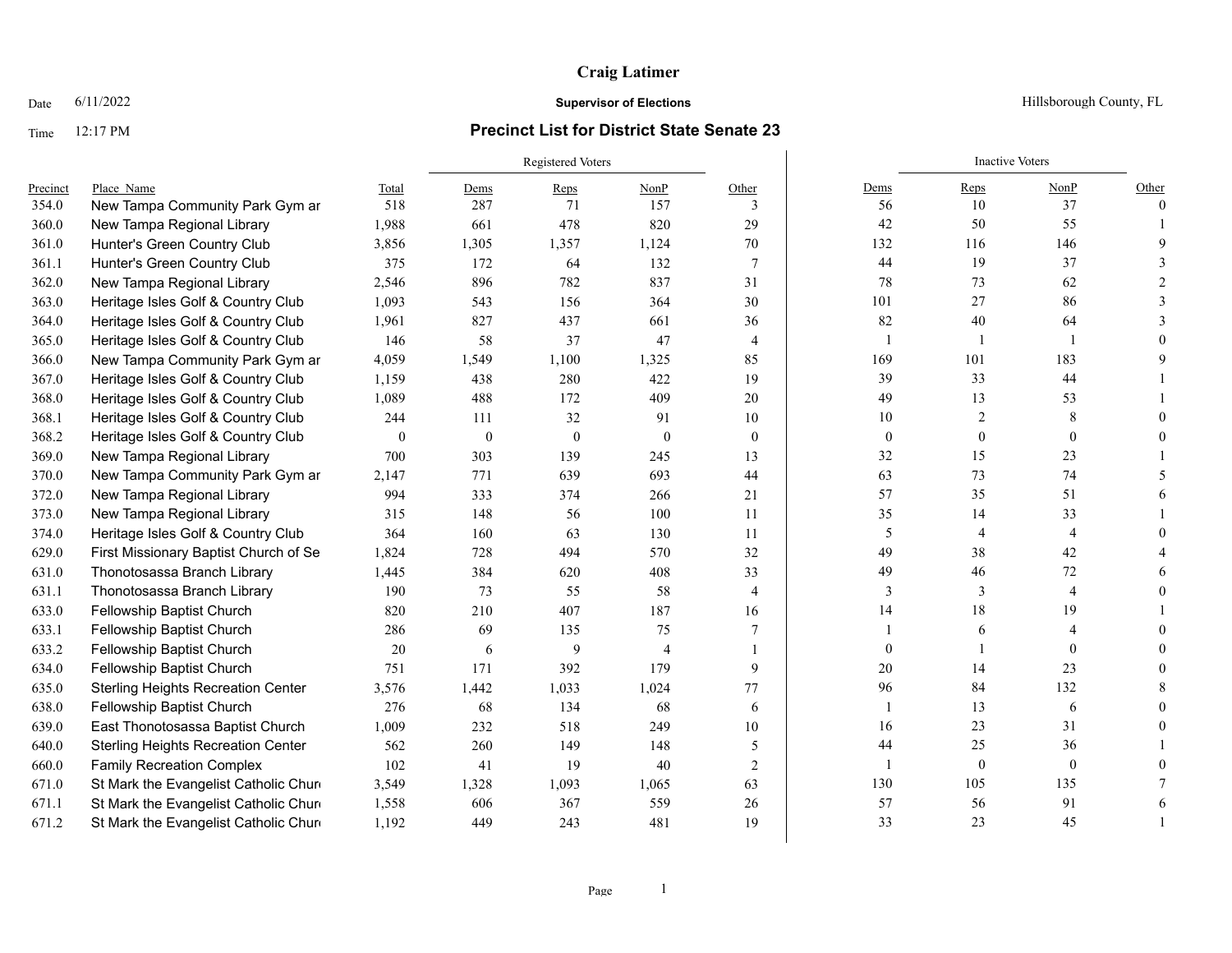# Craig Latimer

Date 6/11/2022 **Supervisor of Elections** Hillsborough County, FL

Time 12:17 PM **Precinct List for District State Senate 23**

| Precinct | Place_Name | Total | Registered Voters | | | | Inactive Voters | | | |
|---|---|---|---|---|---|---|---|---|---|---|
| | | | Dems | Reps | NonP | Other | Dems | Reps | NonP | Other |
| 354.0 | New Tampa Community Park Gym ar | 518 | 287 | 71 | 157 | 3 | 56 | 10 | 37 | 0 |
| 360.0 | New Tampa Regional Library | 1,988 | 661 | 478 | 820 | 29 | 42 | 50 | 55 | 1 |
| 361.0 | Hunter's Green Country Club | 3,856 | 1,305 | 1,357 | 1,124 | 70 | 132 | 116 | 146 | 9 |
| 361.1 | Hunter's Green Country Club | 375 | 172 | 64 | 132 | 7 | 44 | 19 | 37 | 3 |
| 362.0 | New Tampa Regional Library | 2,546 | 896 | 782 | 837 | 31 | 78 | 73 | 62 | 2 |
| 363.0 | Heritage Isles Golf & Country Club | 1,093 | 543 | 156 | 364 | 30 | 101 | 27 | 86 | 3 |
| 364.0 | Heritage Isles Golf & Country Club | 1,961 | 827 | 437 | 661 | 36 | 82 | 40 | 64 | 3 |
| 365.0 | Heritage Isles Golf & Country Club | 146 | 58 | 37 | 47 | 4 | 1 | 1 | 1 | 0 |
| 366.0 | New Tampa Community Park Gym ar | 4,059 | 1,549 | 1,100 | 1,325 | 85 | 169 | 101 | 183 | 9 |
| 367.0 | Heritage Isles Golf & Country Club | 1,159 | 438 | 280 | 422 | 19 | 39 | 33 | 44 | 1 |
| 368.0 | Heritage Isles Golf & Country Club | 1,089 | 488 | 172 | 409 | 20 | 49 | 13 | 53 | 1 |
| 368.1 | Heritage Isles Golf & Country Club | 244 | 111 | 32 | 91 | 10 | 10 | 2 | 8 | 0 |
| 368.2 | Heritage Isles Golf & Country Club | 0 | 0 | 0 | 0 | 0 | 0 | 0 | 0 | 0 |
| 369.0 | New Tampa Regional Library | 700 | 303 | 139 | 245 | 13 | 32 | 15 | 23 | 1 |
| 370.0 | New Tampa Community Park Gym ar | 2,147 | 771 | 639 | 693 | 44 | 63 | 73 | 74 | 5 |
| 372.0 | New Tampa Regional Library | 994 | 333 | 374 | 266 | 21 | 57 | 35 | 51 | 6 |
| 373.0 | New Tampa Regional Library | 315 | 148 | 56 | 100 | 11 | 35 | 14 | 33 | 1 |
| 374.0 | Heritage Isles Golf & Country Club | 364 | 160 | 63 | 130 | 11 | 5 | 4 | 4 | 0 |
| 629.0 | First Missionary Baptist Church of Se | 1,824 | 728 | 494 | 570 | 32 | 49 | 38 | 42 | 4 |
| 631.0 | Thonotosassa Branch Library | 1,445 | 384 | 620 | 408 | 33 | 49 | 46 | 72 | 6 |
| 631.1 | Thonotosassa Branch Library | 190 | 73 | 55 | 58 | 4 | 3 | 3 | 4 | 0 |
| 633.0 | Fellowship Baptist Church | 820 | 210 | 407 | 187 | 16 | 14 | 18 | 19 | 1 |
| 633.1 | Fellowship Baptist Church | 286 | 69 | 135 | 75 | 7 | 1 | 6 | 4 | 0 |
| 633.2 | Fellowship Baptist Church | 20 | 6 | 9 | 4 | 1 | 0 | 1 | 0 | 0 |
| 634.0 | Fellowship Baptist Church | 751 | 171 | 392 | 179 | 9 | 20 | 14 | 23 | 0 |
| 635.0 | Sterling Heights Recreation Center | 3,576 | 1,442 | 1,033 | 1,024 | 77 | 96 | 84 | 132 | 8 |
| 638.0 | Fellowship Baptist Church | 276 | 68 | 134 | 68 | 6 | 1 | 13 | 6 | 0 |
| 639.0 | East Thonotosassa Baptist Church | 1,009 | 232 | 518 | 249 | 10 | 16 | 23 | 31 | 0 |
| 640.0 | Sterling Heights Recreation Center | 562 | 260 | 149 | 148 | 5 | 44 | 25 | 36 | 1 |
| 660.0 | Family Recreation Complex | 102 | 41 | 19 | 40 | 2 | 1 | 0 | 0 | 0 |
| 671.0 | St Mark the Evangelist Catholic Chur | 3,549 | 1,328 | 1,093 | 1,065 | 63 | 130 | 105 | 135 | 7 |
| 671.1 | St Mark the Evangelist Catholic Chur | 1,558 | 606 | 367 | 559 | 26 | 57 | 56 | 91 | 6 |
| 671.2 | St Mark the Evangelist Catholic Chur | 1,192 | 449 | 243 | 481 | 19 | 33 | 23 | 45 | 1 |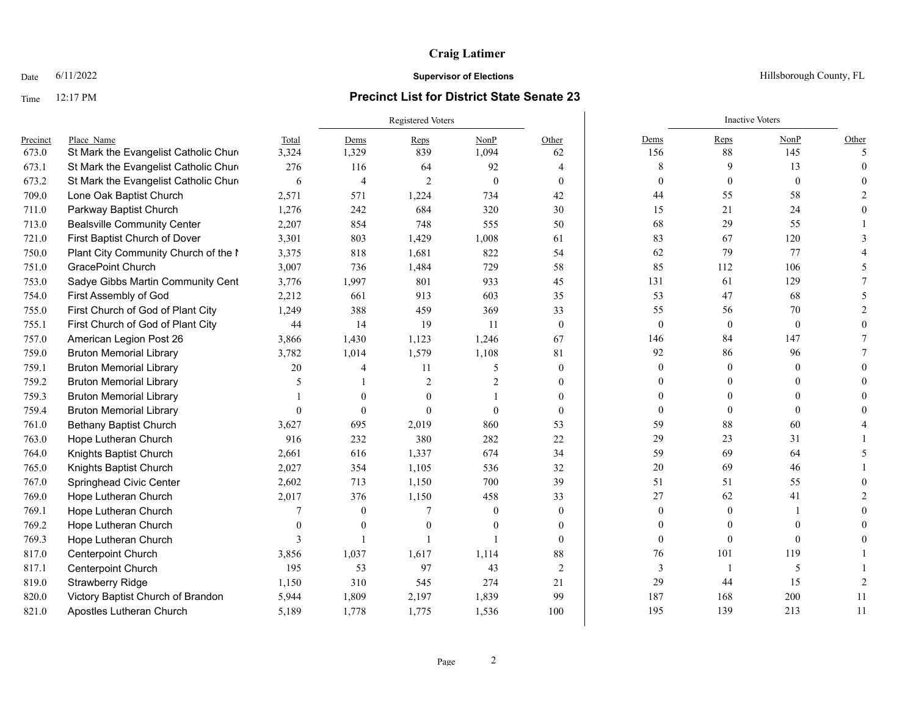# Craig Latimer

Date 6/11/2022 **Supervisor of Elections** Hillsborough County, FL

Time 12:17 PM **Precinct List for District State Senate 23**

| Precinct | Place_Name | Total | Registered Voters | | | | Inactive Voters | | | |
|---|---|---|---|---|---|---|---|---|---|---|
| | | | Dems | Reps | NonP | Other | Dems | Reps | NonP | Other |
| 673.0 | St Mark the Evangelist Catholic Churc | 3,324 | 1,329 | 839 | 1,094 | 62 | 156 | 88 | 145 | 5 |
| 673.1 | St Mark the Evangelist Catholic Churc | 276 | 116 | 64 | 92 | 4 | 8 | 9 | 13 | 0 |
| 673.2 | St Mark the Evangelist Catholic Churc | 6 | 4 | 2 | 0 | 0 | 0 | 0 | 0 | 0 |
| 709.0 | Lone Oak Baptist Church | 2,571 | 571 | 1,224 | 734 | 42 | 44 | 55 | 58 | 2 |
| 711.0 | Parkway Baptist Church | 1,276 | 242 | 684 | 320 | 30 | 15 | 21 | 24 | 0 |
| 713.0 | Bealsville Community Center | 2,207 | 854 | 748 | 555 | 50 | 68 | 29 | 55 | 1 |
| 721.0 | First Baptist Church of Dover | 3,301 | 803 | 1,429 | 1,008 | 61 | 83 | 67 | 120 | 3 |
| 750.0 | Plant City Community Church of the N | 3,375 | 818 | 1,681 | 822 | 54 | 62 | 79 | 77 | 4 |
| 751.0 | GracePoint Church | 3,007 | 736 | 1,484 | 729 | 58 | 85 | 112 | 106 | 5 |
| 753.0 | Sadye Gibbs Martin Community Cent | 3,776 | 1,997 | 801 | 933 | 45 | 131 | 61 | 129 | 7 |
| 754.0 | First Assembly of God | 2,212 | 661 | 913 | 603 | 35 | 53 | 47 | 68 | 5 |
| 755.0 | First Church of God of Plant City | 1,249 | 388 | 459 | 369 | 33 | 55 | 56 | 70 | 2 |
| 755.1 | First Church of God of Plant City | 44 | 14 | 19 | 11 | 0 | 0 | 0 | 0 | 0 |
| 757.0 | American Legion Post 26 | 3,866 | 1,430 | 1,123 | 1,246 | 67 | 146 | 84 | 147 | 7 |
| 759.0 | Bruton Memorial Library | 3,782 | 1,014 | 1,579 | 1,108 | 81 | 92 | 86 | 96 | 7 |
| 759.1 | Bruton Memorial Library | 20 | 4 | 11 | 5 | 0 | 0 | 0 | 0 | 0 |
| 759.2 | Bruton Memorial Library | 5 | 1 | 2 | 2 | 0 | 0 | 0 | 0 | 0 |
| 759.3 | Bruton Memorial Library | 1 | 0 | 0 | 1 | 0 | 0 | 0 | 0 | 0 |
| 759.4 | Bruton Memorial Library | 0 | 0 | 0 | 0 | 0 | 0 | 0 | 0 | 0 |
| 761.0 | Bethany Baptist Church | 3,627 | 695 | 2,019 | 860 | 53 | 59 | 88 | 60 | 4 |
| 763.0 | Hope Lutheran Church | 916 | 232 | 380 | 282 | 22 | 29 | 23 | 31 | 1 |
| 764.0 | Knights Baptist Church | 2,661 | 616 | 1,337 | 674 | 34 | 59 | 69 | 64 | 5 |
| 765.0 | Knights Baptist Church | 2,027 | 354 | 1,105 | 536 | 32 | 20 | 69 | 46 | 1 |
| 767.0 | Springhead Civic Center | 2,602 | 713 | 1,150 | 700 | 39 | 51 | 51 | 55 | 0 |
| 769.0 | Hope Lutheran Church | 2,017 | 376 | 1,150 | 458 | 33 | 27 | 62 | 41 | 2 |
| 769.1 | Hope Lutheran Church | 7 | 0 | 7 | 0 | 0 | 0 | 0 | 1 | 0 |
| 769.2 | Hope Lutheran Church | 0 | 0 | 0 | 0 | 0 | 0 | 0 | 0 | 0 |
| 769.3 | Hope Lutheran Church | 3 | 1 | 1 | 1 | 0 | 0 | 0 | 0 | 0 |
| 817.0 | Centerpoint Church | 3,856 | 1,037 | 1,617 | 1,114 | 88 | 76 | 101 | 119 | 1 |
| 817.1 | Centerpoint Church | 195 | 53 | 97 | 43 | 2 | 3 | 1 | 5 | 1 |
| 819.0 | Strawberry Ridge | 1,150 | 310 | 545 | 274 | 21 | 29 | 44 | 15 | 2 |
| 820.0 | Victory Baptist Church of Brandon | 5,944 | 1,809 | 2,197 | 1,839 | 99 | 187 | 168 | 200 | 11 |
| 821.0 | Apostles Lutheran Church | 5,189 | 1,778 | 1,775 | 1,536 | 100 | 195 | 139 | 213 | 11 |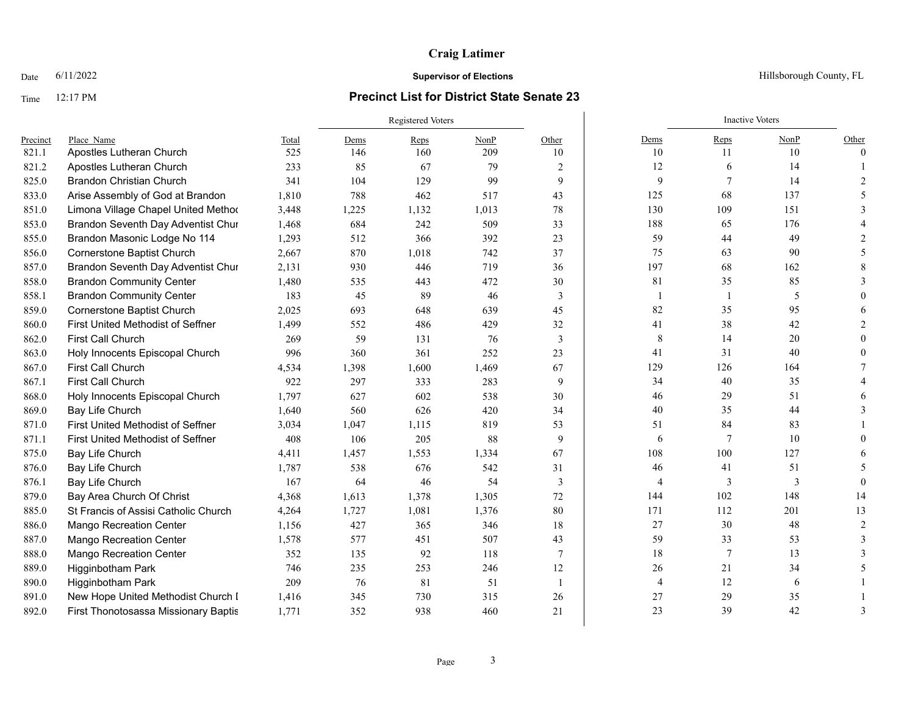**Craig Latimer**

Date 6/11/2022 — **Supervisor of Elections** — Hillsborough County, FL

Time 12:17 PM — **Precinct List for District State Senate 23**

| | | | Registered Voters | | | | Inactive Voters | | | |
|---|---|---|---|---|---|---|---|---|---|---|
| Precinct | Place Name | Total | Dems | Reps | NonP | Other | Dems | Reps | NonP | Other |
| 821.1 | Apostles Lutheran Church | 525 | 146 | 160 | 209 | 10 | 10 | 11 | 10 | 0 |
| 821.2 | Apostles Lutheran Church | 233 | 85 | 67 | 79 | 2 | 12 | 6 | 14 | 1 |
| 825.0 | Brandon Christian Church | 341 | 104 | 129 | 99 | 9 | 9 | 7 | 14 | 2 |
| 833.0 | Arise Assembly of God at Brandon | 1,810 | 788 | 462 | 517 | 43 | 125 | 68 | 137 | 5 |
| 851.0 | Limona Village Chapel United Methoc | 3,448 | 1,225 | 1,132 | 1,013 | 78 | 130 | 109 | 151 | 3 |
| 853.0 | Brandon Seventh Day Adventist Chur | 1,468 | 684 | 242 | 509 | 33 | 188 | 65 | 176 | 4 |
| 855.0 | Brandon Masonic Lodge No 114 | 1,293 | 512 | 366 | 392 | 23 | 59 | 44 | 49 | 2 |
| 856.0 | Cornerstone Baptist Church | 2,667 | 870 | 1,018 | 742 | 37 | 75 | 63 | 90 | 5 |
| 857.0 | Brandon Seventh Day Adventist Chur | 2,131 | 930 | 446 | 719 | 36 | 197 | 68 | 162 | 8 |
| 858.0 | Brandon Community Center | 1,480 | 535 | 443 | 472 | 30 | 81 | 35 | 85 | 3 |
| 858.1 | Brandon Community Center | 183 | 45 | 89 | 46 | 3 | 1 | 1 | 5 | 0 |
| 859.0 | Cornerstone Baptist Church | 2,025 | 693 | 648 | 639 | 45 | 82 | 35 | 95 | 6 |
| 860.0 | First United Methodist of Seffner | 1,499 | 552 | 486 | 429 | 32 | 41 | 38 | 42 | 2 |
| 862.0 | First Call Church | 269 | 59 | 131 | 76 | 3 | 8 | 14 | 20 | 0 |
| 863.0 | Holy Innocents Episcopal Church | 996 | 360 | 361 | 252 | 23 | 41 | 31 | 40 | 0 |
| 867.0 | First Call Church | 4,534 | 1,398 | 1,600 | 1,469 | 67 | 129 | 126 | 164 | 7 |
| 867.1 | First Call Church | 922 | 297 | 333 | 283 | 9 | 34 | 40 | 35 | 4 |
| 868.0 | Holy Innocents Episcopal Church | 1,797 | 627 | 602 | 538 | 30 | 46 | 29 | 51 | 6 |
| 869.0 | Bay Life Church | 1,640 | 560 | 626 | 420 | 34 | 40 | 35 | 44 | 3 |
| 871.0 | First United Methodist of Seffner | 3,034 | 1,047 | 1,115 | 819 | 53 | 51 | 84 | 83 | 1 |
| 871.1 | First United Methodist of Seffner | 408 | 106 | 205 | 88 | 9 | 6 | 7 | 10 | 0 |
| 875.0 | Bay Life Church | 4,411 | 1,457 | 1,553 | 1,334 | 67 | 108 | 100 | 127 | 6 |
| 876.0 | Bay Life Church | 1,787 | 538 | 676 | 542 | 31 | 46 | 41 | 51 | 5 |
| 876.1 | Bay Life Church | 167 | 64 | 46 | 54 | 3 | 4 | 3 | 3 | 0 |
| 879.0 | Bay Area Church Of Christ | 4,368 | 1,613 | 1,378 | 1,305 | 72 | 144 | 102 | 148 | 14 |
| 885.0 | St Francis of Assisi Catholic Church | 4,264 | 1,727 | 1,081 | 1,376 | 80 | 171 | 112 | 201 | 13 |
| 886.0 | Mango Recreation Center | 1,156 | 427 | 365 | 346 | 18 | 27 | 30 | 48 | 2 |
| 887.0 | Mango Recreation Center | 1,578 | 577 | 451 | 507 | 43 | 59 | 33 | 53 | 3 |
| 888.0 | Mango Recreation Center | 352 | 135 | 92 | 118 | 7 | 18 | 7 | 13 | 3 |
| 889.0 | Higginbotham Park | 746 | 235 | 253 | 246 | 12 | 26 | 21 | 34 | 5 |
| 890.0 | Higginbotham Park | 209 | 76 | 81 | 51 | 1 | 4 | 12 | 6 | 1 |
| 891.0 | New Hope United Methodist Church I | 1,416 | 345 | 730 | 315 | 26 | 27 | 29 | 35 | 1 |
| 892.0 | First Thonotosassa Missionary Baptis | 1,771 | 352 | 938 | 460 | 21 | 23 | 39 | 42 | 3 |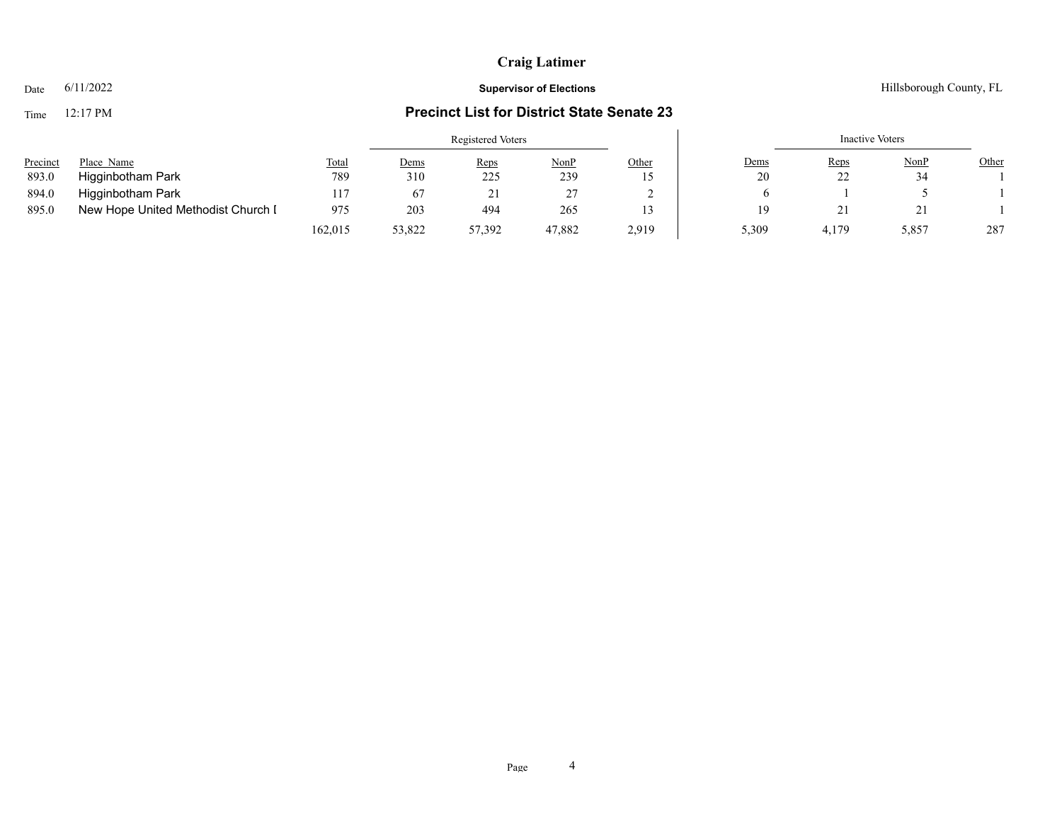# Craig Latimer

Date 6/11/2022 **Supervisor of Elections** Hillsborough County, FL

Time 12:17 PM

## Precinct List for District State Senate 23

| | | | Registered Voters | | | | Inactive Voters | | | |
|---|---|---|---|---|---|---|---|---|---|---|
| Precinct | Place_Name | Total | Dems | Reps | NonP | Other | Dems | Reps | NonP | Other |
| 893.0 | Higginbotham Park | 789 | 310 | 225 | 239 | 15 | 20 | 22 | 34 | 1 |
| 894.0 | Higginbotham Park | 117 | 67 | 21 | 27 | 2 | 6 | 1 | 5 | 1 |
| 895.0 | New Hope United Methodist Church I | 975 | 203 | 494 | 265 | 13 | 19 | 21 | 21 | 1 |
| | | 162,015 | 53,822 | 57,392 | 47,882 | 2,919 | 5,309 | 4,179 | 5,857 | 287 |